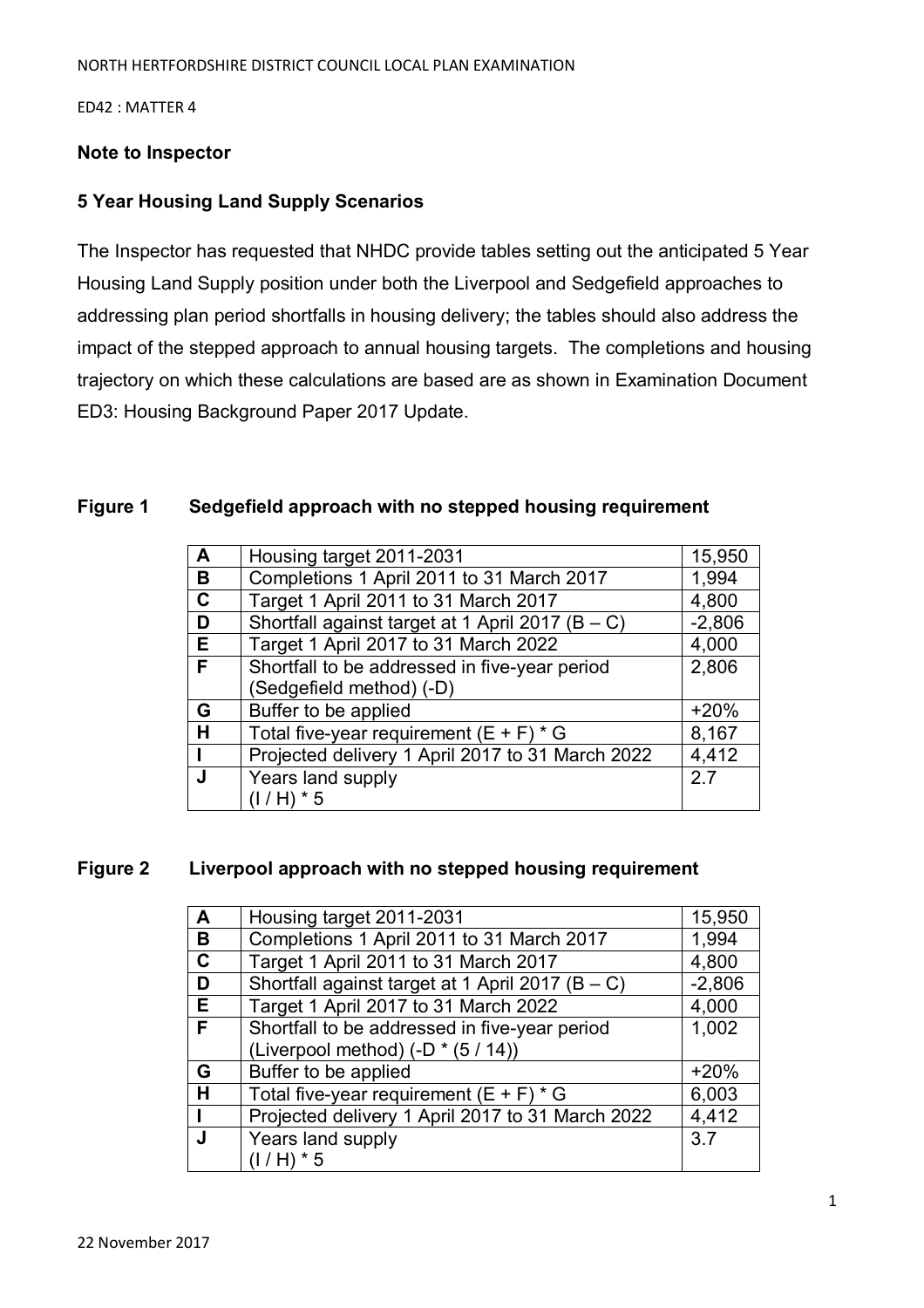NORTH HERTFORDSHIRE DISTRICT COUNCIL LOCAL PLAN EXAMINATION

ED42 : MATTER 4

**Note to Inspector**

**5 Year Housing Land Supply Scenarios**

The Inspector has requested that NHDC provide tables setting out the anticipated 5 Year Housing Land Supply position under both the Liverpool and Sedgefield approaches to addressing plan period shortfalls in housing delivery; the tables should also address the impact of the stepped approach to annual housing targets. The completions and housing trajectory on which these calculations are based are as shown in Examination Document ED3: Housing Background Paper 2017 Update.

**Figure 1 Sedgefield approach with no stepped housing requirement**

| | | |
|---|---|---|
| **A** | Housing target 2011-2031 | 15,950 |
| **B** | Completions 1 April 2011 to 31 March 2017 | 1,994 |
| **C** | Target 1 April 2011 to 31 March 2017 | 4,800 |
| **D** | Shortfall against target at 1 April 2017 (B – C) | -2,806 |
| **E** | Target 1 April 2017 to 31 March 2022 | 4,000 |
| **F** | Shortfall to be addressed in five-year period (Sedgefield method) (-D) | 2,806 |
| **G** | Buffer to be applied | +20% |
| **H** | Total five-year requirement (E + F) * G | 8,167 |
| **I** | Projected delivery 1 April 2017 to 31 March 2022 | 4,412 |
| **J** | Years land supply (I / H) * 5 | 2.7 |

**Figure 2 Liverpool approach with no stepped housing requirement**

| | | |
|---|---|---|
| **A** | Housing target 2011-2031 | 15,950 |
| **B** | Completions 1 April 2011 to 31 March 2017 | 1,994 |
| **C** | Target 1 April 2011 to 31 March 2017 | 4,800 |
| **D** | Shortfall against target at 1 April 2017 (B – C) | -2,806 |
| **E** | Target 1 April 2017 to 31 March 2022 | 4,000 |
| **F** | Shortfall to be addressed in five-year period (Liverpool method) (-D * (5 / 14)) | 1,002 |
| **G** | Buffer to be applied | +20% |
| **H** | Total five-year requirement (E + F) * G | 6,003 |
| **I** | Projected delivery 1 April 2017 to 31 March 2022 | 4,412 |
| **J** | Years land supply (I / H) * 5 | 3.7 |

22 November 2017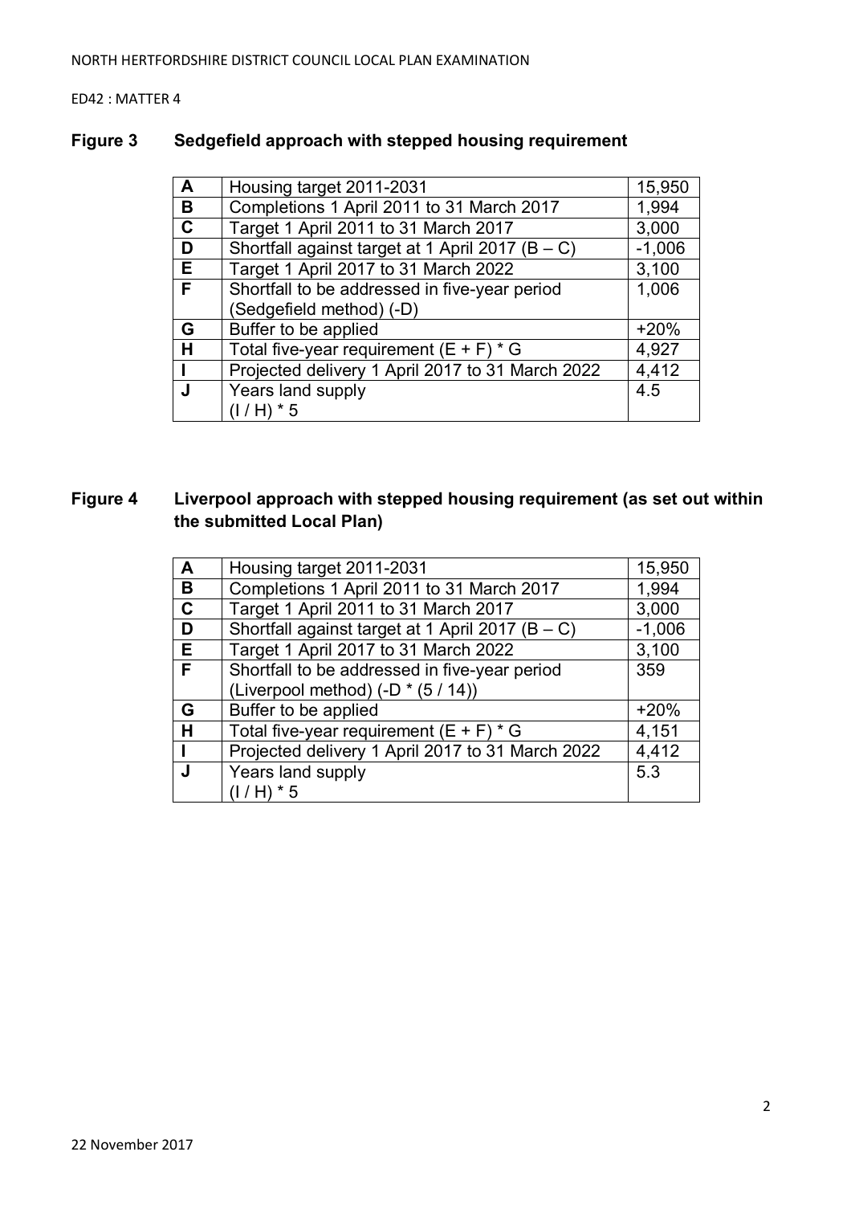## Figure 3 Sedgefield approach with stepped housing requirement

| | | |
|---|---|---|
| **A** | Housing target 2011-2031 | 15,950 |
| **B** | Completions 1 April 2011 to 31 March 2017 | 1,994 |
| **C** | Target 1 April 2011 to 31 March 2017 | 3,000 |
| **D** | Shortfall against target at 1 April 2017 (B – C) | -1,006 |
| **E** | Target 1 April 2017 to 31 March 2022 | 3,100 |
| **F** | Shortfall to be addressed in five-year period (Sedgefield method) (-D) | 1,006 |
| **G** | Buffer to be applied | +20% |
| **H** | Total five-year requirement (E + F) * G | 4,927 |
| **I** | Projected delivery 1 April 2017 to 31 March 2022 | 4,412 |
| **J** | Years land supply (I / H) * 5 | 4.5 |

## Figure 4 Liverpool approach with stepped housing requirement (as set out within the submitted Local Plan)

| | | |
|---|---|---|
| **A** | Housing target 2011-2031 | 15,950 |
| **B** | Completions 1 April 2011 to 31 March 2017 | 1,994 |
| **C** | Target 1 April 2011 to 31 March 2017 | 3,000 |
| **D** | Shortfall against target at 1 April 2017 (B – C) | -1,006 |
| **E** | Target 1 April 2017 to 31 March 2022 | 3,100 |
| **F** | Shortfall to be addressed in five-year period (Liverpool method) (-D * (5 / 14)) | 359 |
| **G** | Buffer to be applied | +20% |
| **H** | Total five-year requirement (E + F) * G | 4,151 |
| **I** | Projected delivery 1 April 2017 to 31 March 2022 | 4,412 |
| **J** | Years land supply (I / H) * 5 | 5.3 |